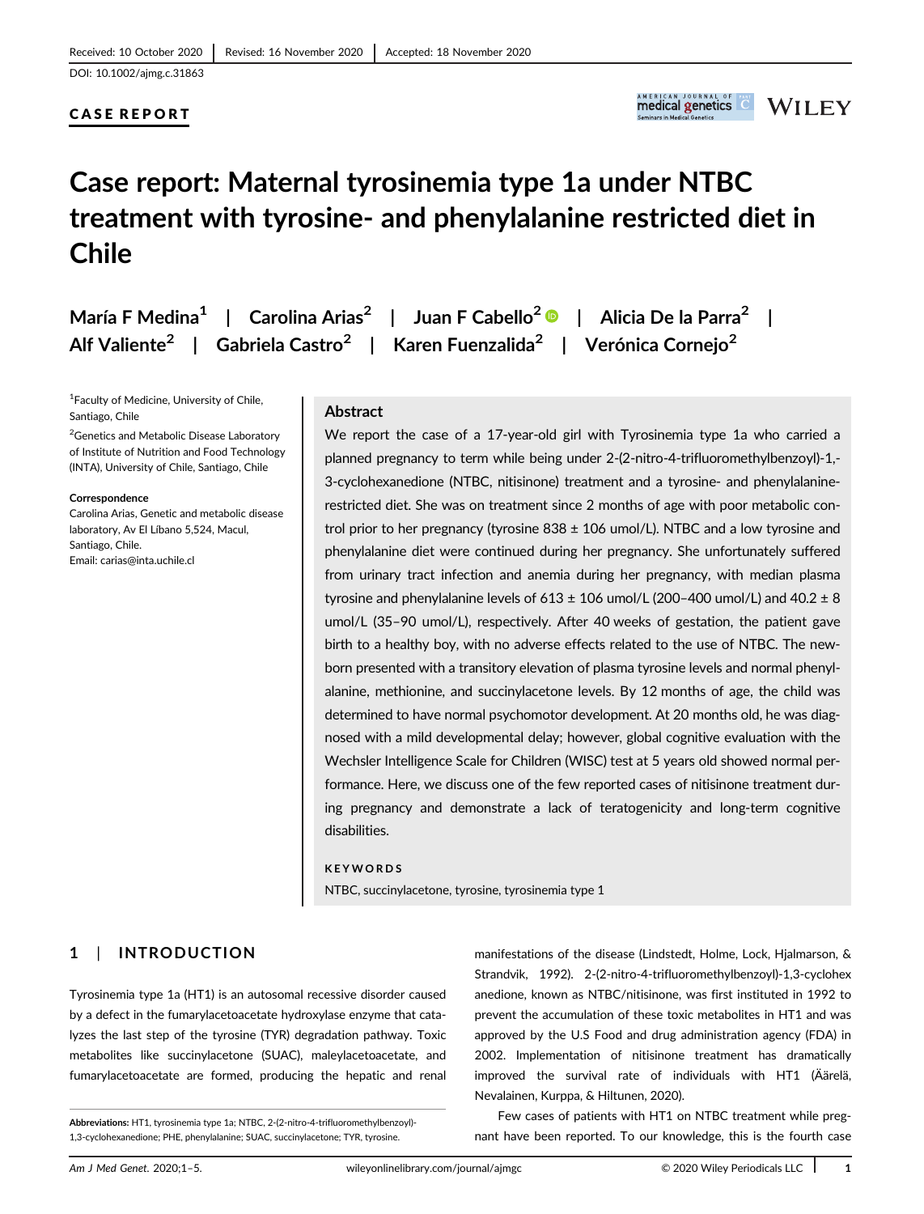Received: 10 October 2020 | Revised: 16 November 2020 | Accepted: 18 November 2020

DOI: 10.1002/ajmg.c.31863

CASE REPORT

# Case report: Maternal tyrosinemia type 1a under NTBC treatment with tyrosine- and phenylalanine restricted diet in Chile

María F Medina[1] | Carolina Arias[2] | Juan F Cabello[2] | Alicia De la Parra[2] | Alf Valiente[2] | Gabriela Castro[2] | Karen Fuenzalida[2] | Verónica Cornejo[2]

[1]Faculty of Medicine, University of Chile, Santiago, Chile

[2]Genetics and Metabolic Disease Laboratory of Institute of Nutrition and Food Technology (INTA), University of Chile, Santiago, Chile

**Correspondence**
Carolina Arias, Genetic and metabolic disease laboratory, Av El Líbano 5,524, Macul, Santiago, Chile.
Email: carias@inta.uchile.cl

## Abstract

We report the case of a 17-year-old girl with Tyrosinemia type 1a who carried a planned pregnancy to term while being under 2-(2-nitro-4-trifluoromethylbenzoyl)-1,-3-cyclohexanedione (NTBC, nitisinone) treatment and a tyrosine- and phenylalanine-restricted diet. She was on treatment since 2 months of age with poor metabolic control prior to her pregnancy (tyrosine 838 ± 106 umol/L). NTBC and a low tyrosine and phenylalanine diet were continued during her pregnancy. She unfortunately suffered from urinary tract infection and anemia during her pregnancy, with median plasma tyrosine and phenylalanine levels of 613 ± 106 umol/L (200–400 umol/L) and 40.2 ± 8 umol/L (35–90 umol/L), respectively. After 40 weeks of gestation, the patient gave birth to a healthy boy, with no adverse effects related to the use of NTBC. The newborn presented with a transitory elevation of plasma tyrosine levels and normal phenylalanine, methionine, and succinylacetone levels. By 12 months of age, the child was determined to have normal psychomotor development. At 20 months old, he was diagnosed with a mild developmental delay; however, global cognitive evaluation with the Wechsler Intelligence Scale for Children (WISC) test at 5 years old showed normal performance. Here, we discuss one of the few reported cases of nitisinone treatment during pregnancy and demonstrate a lack of teratogenicity and long-term cognitive disabilities.

**KEYWORDS**

NTBC, succinylacetone, tyrosine, tyrosinemia type 1

## 1 | INTRODUCTION

Tyrosinemia type 1a (HT1) is an autosomal recessive disorder caused by a defect in the fumarylacetoacetate hydroxylase enzyme that catalyzes the last step of the tyrosine (TYR) degradation pathway. Toxic metabolites like succinylacetone (SUAC), maleylacetoacetate, and fumarylacetoacetate are formed, producing the hepatic and renal manifestations of the disease (Lindstedt, Holme, Lock, Hjalmarson, & Strandvik, 1992). 2-(2-nitro-4-trifluoromethylbenzoyl)-1,3-cyclohexanedione, known as NTBC/nitisinone, was first instituted in 1992 to prevent the accumulation of these toxic metabolites in HT1 and was approved by the U.S Food and drug administration agency (FDA) in 2002. Implementation of nitisinone treatment has dramatically improved the survival rate of individuals with HT1 (Äärelä, Nevalainen, Kurppa, & Hiltunen, 2020).

Few cases of patients with HT1 on NTBC treatment while pregnant have been reported. To our knowledge, this is the fourth case

**Abbreviations:** HT1, tyrosinemia type 1a; NTBC, 2-(2-nitro-4-trifluoromethylbenzoyl)-1,3-cyclohexanedione; PHE, phenylalanine; SUAC, succinylacetone; TYR, tyrosine.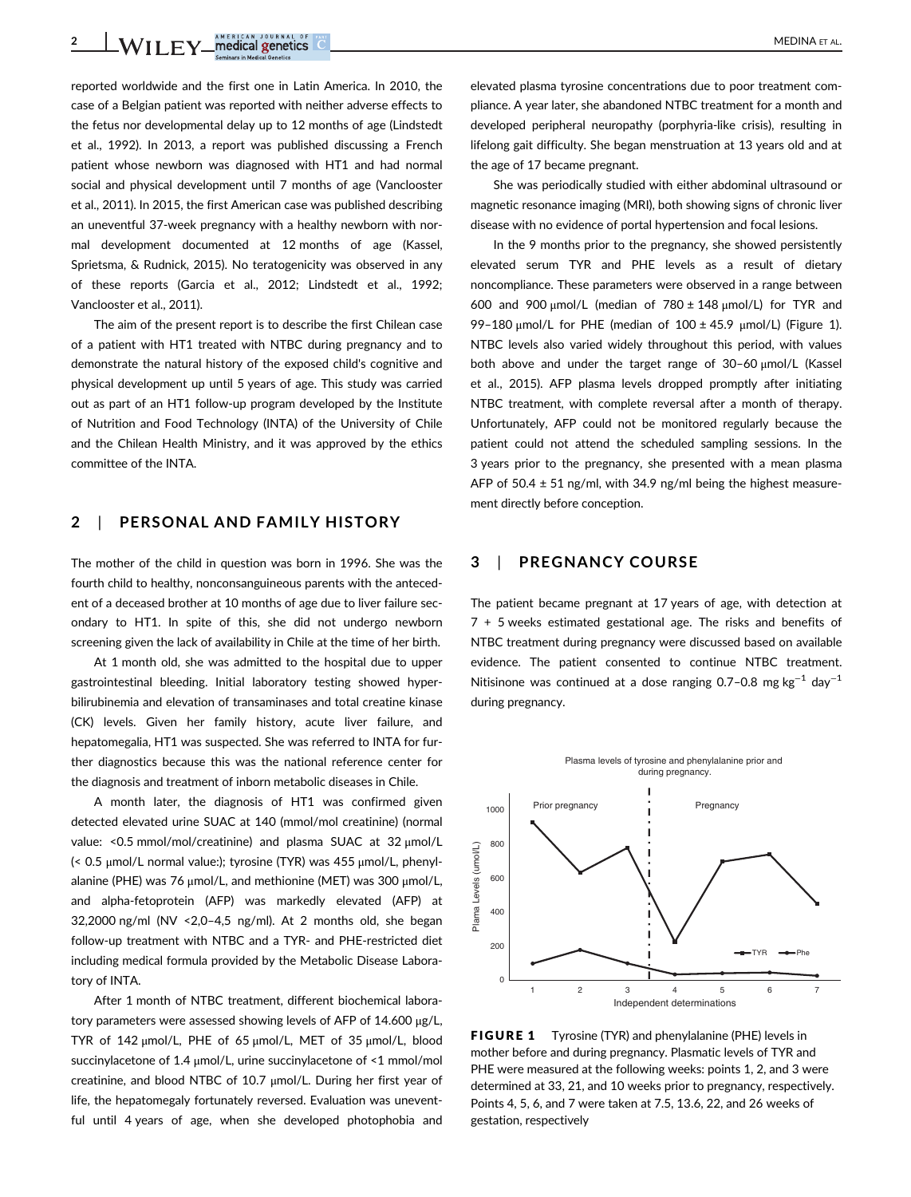reported worldwide and the first one in Latin America. In 2010, the case of a Belgian patient was reported with neither adverse effects to the fetus nor developmental delay up to 12 months of age (Lindstedt et al., 1992). In 2013, a report was published discussing a French patient whose newborn was diagnosed with HT1 and had normal social and physical development until 7 months of age (Vanclooster et al., 2011). In 2015, the first American case was published describing an uneventful 37-week pregnancy with a healthy newborn with normal development documented at 12 months of age (Kassel, Sprietsma, & Rudnick, 2015). No teratogenicity was observed in any of these reports (Garcia et al., 2012; Lindstedt et al., 1992; Vanclooster et al., 2011).

The aim of the present report is to describe the first Chilean case of a patient with HT1 treated with NTBC during pregnancy and to demonstrate the natural history of the exposed child's cognitive and physical development up until 5 years of age. This study was carried out as part of an HT1 follow-up program developed by the Institute of Nutrition and Food Technology (INTA) of the University of Chile and the Chilean Health Ministry, and it was approved by the ethics committee of the INTA.

## 2 | PERSONAL AND FAMILY HISTORY

The mother of the child in question was born in 1996. She was the fourth child to healthy, nonconsanguineous parents with the antecedent of a deceased brother at 10 months of age due to liver failure secondary to HT1. In spite of this, she did not undergo newborn screening given the lack of availability in Chile at the time of her birth.

At 1 month old, she was admitted to the hospital due to upper gastrointestinal bleeding. Initial laboratory testing showed hyperbilirubinemia and elevation of transaminases and total creatine kinase (CK) levels. Given her family history, acute liver failure, and hepatomegalia, HT1 was suspected. She was referred to INTA for further diagnostics because this was the national reference center for the diagnosis and treatment of inborn metabolic diseases in Chile.

A month later, the diagnosis of HT1 was confirmed given detected elevated urine SUAC at 140 (mmol/mol creatinine) (normal value: <0.5 mmol/mol/creatinine) and plasma SUAC at 32 μmol/L (< 0.5 μmol/L normal value:); tyrosine (TYR) was 455 μmol/L, phenylalanine (PHE) was 76 μmol/L, and methionine (MET) was 300 μmol/L, and alpha-fetoprotein (AFP) was markedly elevated (AFP) at 32,2000 ng/ml (NV <2,0–4,5 ng/ml). At 2 months old, she began follow-up treatment with NTBC and a TYR- and PHE-restricted diet including medical formula provided by the Metabolic Disease Laboratory of INTA.

After 1 month of NTBC treatment, different biochemical laboratory parameters were assessed showing levels of AFP of 14.600 μg/L, TYR of 142 μmol/L, PHE of 65 μmol/L, MET of 35 μmol/L, blood succinylacetone of 1.4 μmol/L, urine succinylacetone of <1 mmol/mol creatinine, and blood NTBC of 10.7 μmol/L. During her first year of life, the hepatomegaly fortunately reversed. Evaluation was uneventful until 4 years of age, when she developed photophobia and elevated plasma tyrosine concentrations due to poor treatment compliance. A year later, she abandoned NTBC treatment for a month and developed peripheral neuropathy (porphyria-like crisis), resulting in lifelong gait difficulty. She began menstruation at 13 years old and at the age of 17 became pregnant.

She was periodically studied with either abdominal ultrasound or magnetic resonance imaging (MRI), both showing signs of chronic liver disease with no evidence of portal hypertension and focal lesions.

In the 9 months prior to the pregnancy, she showed persistently elevated serum TYR and PHE levels as a result of dietary noncompliance. These parameters were observed in a range between 600 and 900 μmol/L (median of 780 ± 148 μmol/L) for TYR and 99–180 μmol/L for PHE (median of 100 ± 45.9 μmol/L) (Figure 1). NTBC levels also varied widely throughout this period, with values both above and under the target range of 30–60 μmol/L (Kassel et al., 2015). AFP plasma levels dropped promptly after initiating NTBC treatment, with complete reversal after a month of therapy. Unfortunately, AFP could not be monitored regularly because the patient could not attend the scheduled sampling sessions. In the 3 years prior to the pregnancy, she presented with a mean plasma AFP of 50.4 ± 51 ng/ml, with 34.9 ng/ml being the highest measurement directly before conception.

## 3 | PREGNANCY COURSE

The patient became pregnant at 17 years of age, with detection at 7 + 5 weeks estimated gestational age. The risks and benefits of NTBC treatment during pregnancy were discussed based on available evidence. The patient consented to continue NTBC treatment. Nitisinone was continued at a dose ranging 0.7–0.8 mg $kg^{-1}$ $day^{-1}$ during pregnancy.

**FIGURE 1** Tyrosine (TYR) and phenylalanine (PHE) levels in mother before and during pregnancy. Plasmatic levels of TYR and PHE were measured at the following weeks: points 1, 2, and 3 were determined at 33, 21, and 10 weeks prior to pregnancy, respectively. Points 4, 5, 6, and 7 were taken at 7.5, 13.6, 22, and 26 weeks of gestation, respectively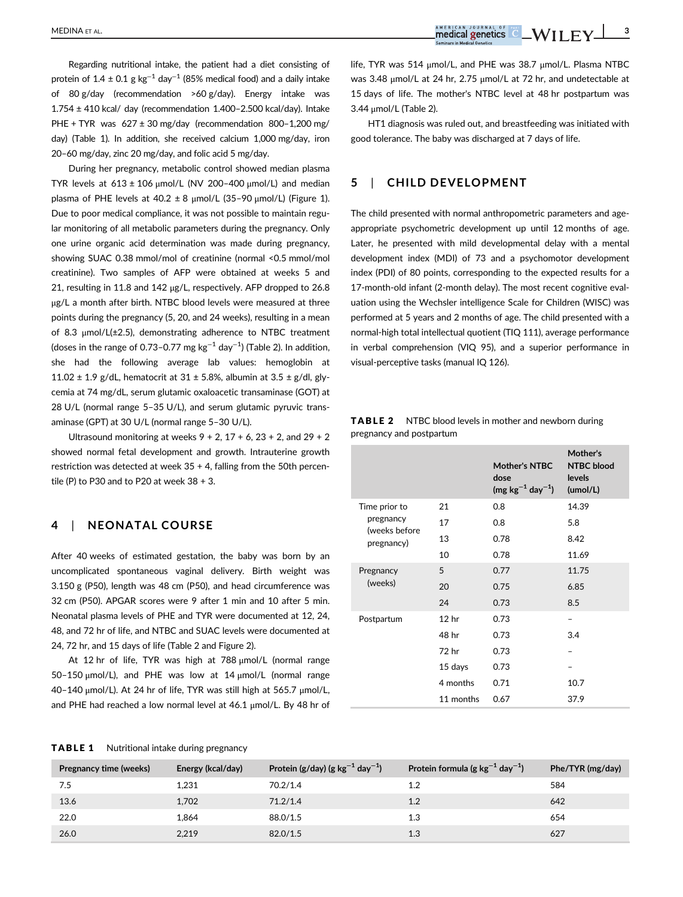Regarding nutritional intake, the patient had a diet consisting of protein of 1.4 ± 0.1 g $kg^{-1}$ $day^{-1}$ (85% medical food) and a daily intake of 80 g/day (recommendation >60 g/day). Energy intake was 1.754 ± 410 kcal/ day (recommendation 1.400–2.500 kcal/day). Intake PHE + TYR was 627 ± 30 mg/day (recommendation 800–1,200 mg/day) (Table 1). In addition, she received calcium 1,000 mg/day, iron 20–60 mg/day, zinc 20 mg/day, and folic acid 5 mg/day.

During her pregnancy, metabolic control showed median plasma TYR levels at 613 ± 106 μmol/L (NV 200–400 μmol/L) and median plasma of PHE levels at 40.2 ± 8 μmol/L (35–90 μmol/L) (Figure 1). Due to poor medical compliance, it was not possible to maintain regular monitoring of all metabolic parameters during the pregnancy. Only one urine organic acid determination was made during pregnancy, showing SUAC 0.38 mmol/mol of creatinine (normal <0.5 mmol/mol creatinine). Two samples of AFP were obtained at weeks 5 and 21, resulting in 11.8 and 142 μg/L, respectively. AFP dropped to 26.8 μg/L a month after birth. NTBC blood levels were measured at three points during the pregnancy (5, 20, and 24 weeks), resulting in a mean of 8.3 μmol/L(±2.5), demonstrating adherence to NTBC treatment (doses in the range of 0.73–0.77 mg $kg^{-1}$ $day^{-1}$) (Table 2). In addition, she had the following average lab values: hemoglobin at 11.02 ± 1.9 g/dL, hematocrit at 31 ± 5.8%, albumin at 3.5 ± g/dl, glycemia at 74 mg/dL, serum glutamic oxaloacetic transaminase (GOT) at 28 U/L (normal range 5–35 U/L), and serum glutamic pyruvic transaminase (GPT) at 30 U/L (normal range 5–30 U/L).

Ultrasound monitoring at weeks 9 + 2, 17 + 6, 23 + 2, and 29 + 2 showed normal fetal development and growth. Intrauterine growth restriction was detected at week 35 + 4, falling from the 50th percentile (P) to P30 and to P20 at week 38 + 3.

## 4 | NEONATAL COURSE

After 40 weeks of estimated gestation, the baby was born by an uncomplicated spontaneous vaginal delivery. Birth weight was 3.150 g (P50), length was 48 cm (P50), and head circumference was 32 cm (P50). APGAR scores were 9 after 1 min and 10 after 5 min. Neonatal plasma levels of PHE and TYR were documented at 12, 24, 48, and 72 hr of life, and NTBC and SUAC levels were documented at 24, 72 hr, and 15 days of life (Table 2 and Figure 2).

At 12 hr of life, TYR was high at 788 μmol/L (normal range 50–150 μmol/L), and PHE was low at 14 μmol/L (normal range 40–140 μmol/L). At 24 hr of life, TYR was still high at 565.7 μmol/L, and PHE had reached a low normal level at 46.1 μmol/L. By 48 hr of life, TYR was 514 μmol/L, and PHE was 38.7 μmol/L. Plasma NTBC was 3.48 μmol/L at 24 hr, 2.75 μmol/L at 72 hr, and undetectable at 15 days of life. The mother's NTBC level at 48 hr postpartum was 3.44 μmol/L (Table 2).

HT1 diagnosis was ruled out, and breastfeeding was initiated with good tolerance. The baby was discharged at 7 days of life.

## 5 | CHILD DEVELOPMENT

The child presented with normal anthropometric parameters and age-appropriate psychometric development up until 12 months of age. Later, he presented with mild developmental delay with a mental development index (MDI) of 73 and a psychomotor development index (PDI) of 80 points, corresponding to the expected results for a 17-month-old infant (2-month delay). The most recent cognitive evaluation using the Wechsler intelligence Scale for Children (WISC) was performed at 5 years and 2 months of age. The child presented with a normal-high total intellectual quotient (TIQ 111), average performance in verbal comprehension (VIQ 95), and a superior performance in visual-perceptive tasks (manual IQ 126).

**TABLE 2** NTBC blood levels in mother and newborn during pregnancy and postpartum

| | | Mother's NTBC dose (mg $kg^{-1}$ $day^{-1}$) | Mother's NTBC blood levels (umol/L) |
|---|---|---|---|
| Time prior to pregnancy (weeks before pregnancy) | 21 | 0.8 | 14.39 |
| | 17 | 0.8 | 5.8 |
| | 13 | 0.78 | 8.42 |
| | 10 | 0.78 | 11.69 |
| Pregnancy (weeks) | 5 | 0.77 | 11.75 |
| | 20 | 0.75 | 6.85 |
| | 24 | 0.73 | 8.5 |
| Postpartum | 12 hr | 0.73 | – |
| | 48 hr | 0.73 | 3.4 |
| | 72 hr | 0.73 | – |
| | 15 days | 0.73 | – |
| | 4 months | 0.71 | 10.7 |
| | 11 months | 0.67 | 37.9 |

**TABLE 1** Nutritional intake during pregnancy

| Pregnancy time (weeks) | Energy (kcal/day) | Protein (g/day) (g $kg^{-1}$ $day^{-1}$) | Protein formula (g $kg^{-1}$ $day^{-1}$) | Phe/TYR (mg/day) |
|---|---|---|---|---|
| 7.5 | 1,231 | 70.2/1.4 | 1.2 | 584 |
| 13.6 | 1,702 | 71.2/1.4 | 1.2 | 642 |
| 22.0 | 1,864 | 88.0/1.5 | 1.3 | 654 |
| 26.0 | 2,219 | 82.0/1.5 | 1.3 | 627 |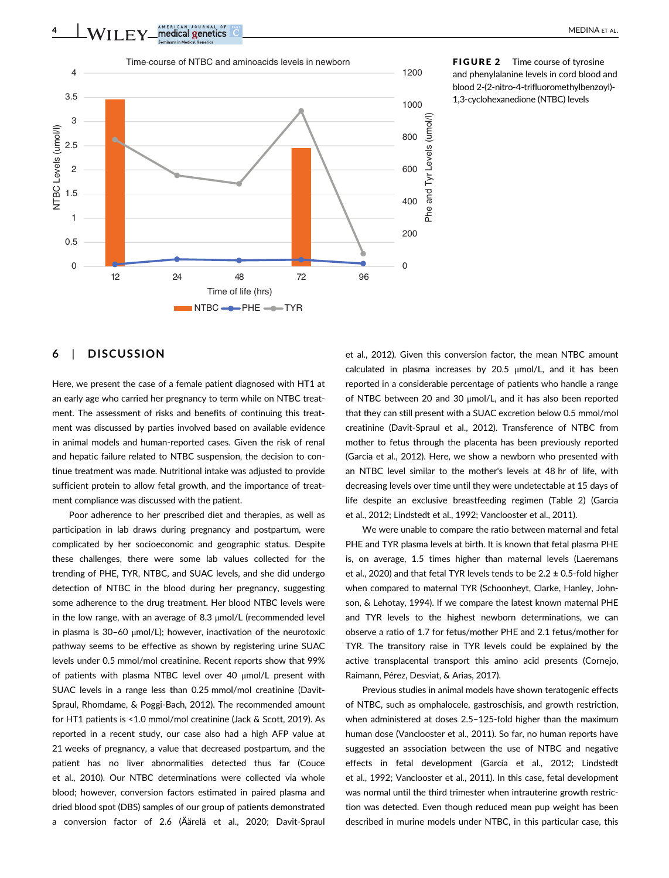**FIGURE 2** Time course of tyrosine and phenylalanine levels in cord blood and blood 2-(2-nitro-4-trifluoromethylbenzoyl)-1,3-cyclohexanedione (NTBC) levels

## 6 | DISCUSSION

Here, we present the case of a female patient diagnosed with HT1 at an early age who carried her pregnancy to term while on NTBC treatment. The assessment of risks and benefits of continuing this treatment was discussed by parties involved based on available evidence in animal models and human-reported cases. Given the risk of renal and hepatic failure related to NTBC suspension, the decision to continue treatment was made. Nutritional intake was adjusted to provide sufficient protein to allow fetal growth, and the importance of treatment compliance was discussed with the patient.

Poor adherence to her prescribed diet and therapies, as well as participation in lab draws during pregnancy and postpartum, were complicated by her socioeconomic and geographic status. Despite these challenges, there were some lab values collected for the trending of PHE, TYR, NTBC, and SUAC levels, and she did undergo detection of NTBC in the blood during her pregnancy, suggesting some adherence to the drug treatment. Her blood NTBC levels were in the low range, with an average of 8.3 μmol/L (recommended level in plasma is 30–60 μmol/L); however, inactivation of the neurotoxic pathway seems to be effective as shown by registering urine SUAC levels under 0.5 mmol/mol creatinine. Recent reports show that 99% of patients with plasma NTBC level over 40 μmol/L present with SUAC levels in a range less than 0.25 mmol/mol creatinine (Davit-Spraul, Rhomdame, & Poggi-Bach, 2012). The recommended amount for HT1 patients is <1.0 mmol/mol creatinine (Jack & Scott, 2019). As reported in a recent study, our case also had a high AFP value at 21 weeks of pregnancy, a value that decreased postpartum, and the patient has no liver abnormalities detected thus far (Couce et al., 2010). Our NTBC determinations were collected via whole blood; however, conversion factors estimated in paired plasma and dried blood spot (DBS) samples of our group of patients demonstrated a conversion factor of 2.6 (Äärelä et al., 2020; Davit-Spraul et al., 2012). Given this conversion factor, the mean NTBC amount calculated in plasma increases by 20.5 μmol/L, and it has been reported in a considerable percentage of patients who handle a range of NTBC between 20 and 30 μmol/L, and it has also been reported that they can still present with a SUAC excretion below 0.5 mmol/mol creatinine (Davit-Spraul et al., 2012). Transference of NTBC from mother to fetus through the placenta has been previously reported (Garcia et al., 2012). Here, we show a newborn who presented with an NTBC level similar to the mother's levels at 48 hr of life, with decreasing levels over time until they were undetectable at 15 days of life despite an exclusive breastfeeding regimen (Table 2) (Garcia et al., 2012; Lindstedt et al., 1992; Vanclooster et al., 2011).

We were unable to compare the ratio between maternal and fetal PHE and TYR plasma levels at birth. It is known that fetal plasma PHE is, on average, 1.5 times higher than maternal levels (Laeremans et al., 2020) and that fetal TYR levels tends to be 2.2 ± 0.5-fold higher when compared to maternal TYR (Schoonheyt, Clarke, Hanley, Johnson, & Lehotay, 1994). If we compare the latest known maternal PHE and TYR levels to the highest newborn determinations, we can observe a ratio of 1.7 for fetus/mother PHE and 2.1 fetus/mother for TYR. The transitory raise in TYR levels could be explained by the active transplacental transport this amino acid presents (Cornejo, Raimann, Pérez, Desviat, & Arias, 2017).

Previous studies in animal models have shown teratogenic effects of NTBC, such as omphalocele, gastroschisis, and growth restriction, when administered at doses 2.5–125-fold higher than the maximum human dose (Vanclooster et al., 2011). So far, no human reports have suggested an association between the use of NTBC and negative effects in fetal development (Garcia et al., 2012; Lindstedt et al., 1992; Vanclooster et al., 2011). In this case, fetal development was normal until the third trimester when intrauterine growth restriction was detected. Even though reduced mean pup weight has been described in murine models under NTBC, in this particular case, this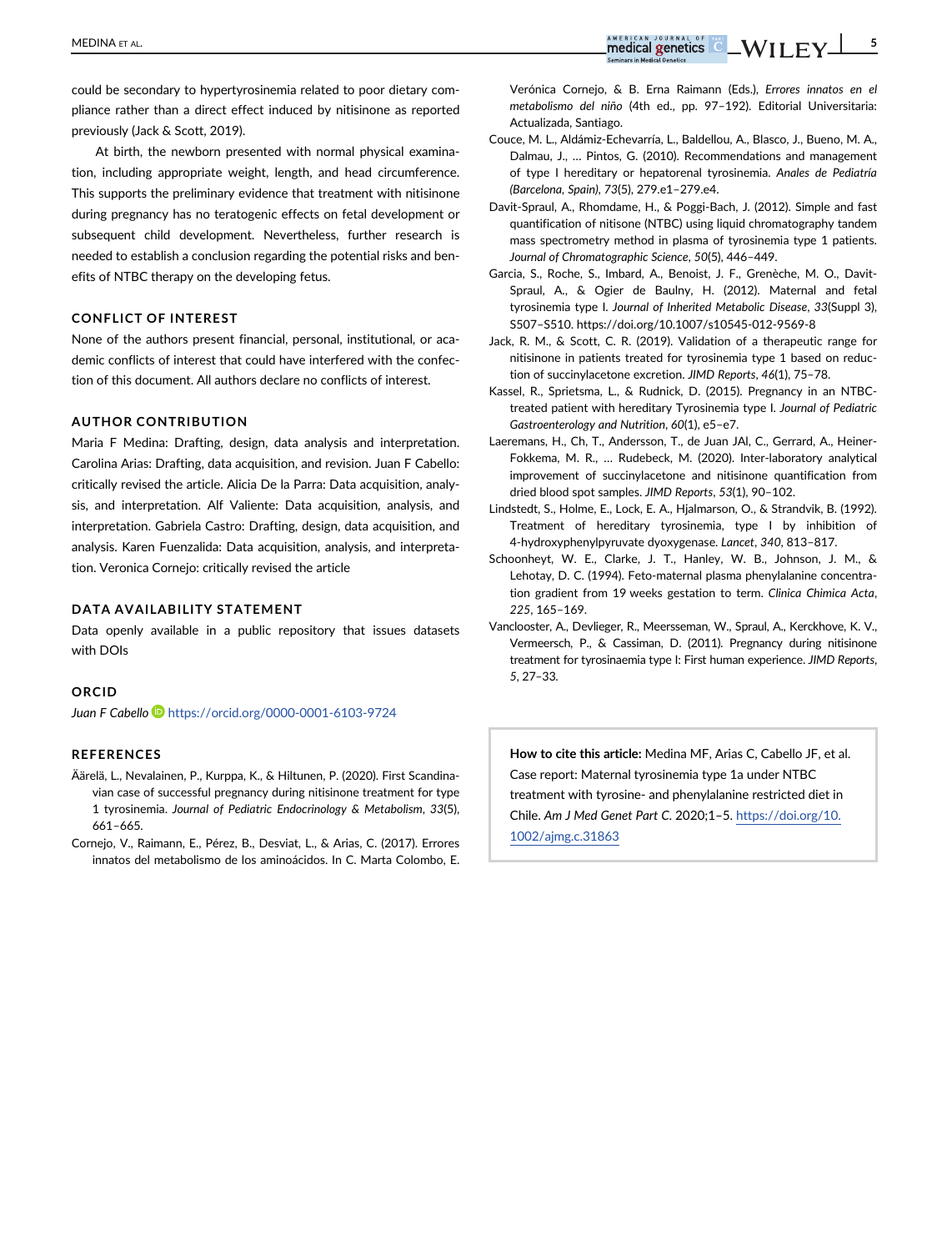could be secondary to hypertyrosinemia related to poor dietary compliance rather than a direct effect induced by nitisinone as reported previously (Jack & Scott, 2019).

At birth, the newborn presented with normal physical examination, including appropriate weight, length, and head circumference. This supports the preliminary evidence that treatment with nitisinone during pregnancy has no teratogenic effects on fetal development or subsequent child development. Nevertheless, further research is needed to establish a conclusion regarding the potential risks and benefits of NTBC therapy on the developing fetus.

## CONFLICT OF INTEREST

None of the authors present financial, personal, institutional, or academic conflicts of interest that could have interfered with the confection of this document. All authors declare no conflicts of interest.

## AUTHOR CONTRIBUTION

Maria F Medina: Drafting, design, data analysis and interpretation. Carolina Arias: Drafting, data acquisition, and revision. Juan F Cabello: critically revised the article. Alicia De la Parra: Data acquisition, analysis, and interpretation. Alf Valiente: Data acquisition, analysis, and interpretation. Gabriela Castro: Drafting, design, data acquisition, and analysis. Karen Fuenzalida: Data acquisition, analysis, and interpretation. Veronica Cornejo: critically revised the article

## DATA AVAILABILITY STATEMENT

Data openly available in a public repository that issues datasets with DOIs

## ORCID

*Juan F Cabello* https://orcid.org/0000-0001-6103-9724

## REFERENCES

Äärelä, L., Nevalainen, P., Kurppa, K., & Hiltunen, P. (2020). First Scandinavian case of successful pregnancy during nitisinone treatment for type 1 tyrosinemia. *Journal of Pediatric Endocrinology & Metabolism*, *33*(5), 661–665.

Cornejo, V., Raimann, E., Pérez, B., Desviat, L., & Arias, C. (2017). Errores innatos del metabolismo de los aminoácidos. In C. Marta Colombo, E. Verónica Cornejo, & B. Erna Raimann (Eds.), *Errores innatos en el metabolismo del niño* (4th ed., pp. 97–192). Editorial Universitaria: Actualizada, Santiago.

Couce, M. L., Aldámiz-Echevarría, L., Baldellou, A., Blasco, J., Bueno, M. A., Dalmau, J., … Pintos, G. (2010). Recommendations and management of type I hereditary or hepatorenal tyrosinemia. *Anales de Pediatría (Barcelona, Spain)*, *73*(5), 279.e1–279.e4.

Davit-Spraul, A., Rhomdame, H., & Poggi-Bach, J. (2012). Simple and fast quantification of nitisone (NTBC) using liquid chromatography tandem mass spectrometry method in plasma of tyrosinemia type 1 patients. *Journal of Chromatographic Science*, *50*(5), 446–449.

Garcia, S., Roche, S., Imbard, A., Benoist, J. F., Grenèche, M. O., Davit-Spraul, A., & Ogier de Baulny, H. (2012). Maternal and fetal tyrosinemia type I. *Journal of Inherited Metabolic Disease*, *33*(Suppl 3), S507–S510. https://doi.org/10.1007/s10545-012-9569-8

Jack, R. M., & Scott, C. R. (2019). Validation of a therapeutic range for nitisinone in patients treated for tyrosinemia type 1 based on reduction of succinylacetone excretion. *JIMD Reports*, *46*(1), 75–78.

Kassel, R., Sprietsma, L., & Rudnick, D. (2015). Pregnancy in an NTBC-treated patient with hereditary Tyrosinemia type I. *Journal of Pediatric Gastroenterology and Nutrition*, *60*(1), e5–e7.

Laeremans, H., Ch, T., Andersson, T., de Juan JAI, C., Gerrard, A., Heiner-Fokkema, M. R., … Rudebeck, M. (2020). Inter-laboratory analytical improvement of succinylacetone and nitisinone quantification from dried blood spot samples. *JIMD Reports*, *53*(1), 90–102.

Lindstedt, S., Holme, E., Lock, E. A., Hjalmarson, O., & Strandvik, B. (1992). Treatment of hereditary tyrosinemia, type I by inhibition of 4-hydroxyphenylpyruvate dyoxygenase. *Lancet*, *340*, 813–817.

Schoonheyt, W. E., Clarke, J. T., Hanley, W. B., Johnson, J. M., & Lehotay, D. C. (1994). Feto-maternal plasma phenylalanine concentration gradient from 19 weeks gestation to term. *Clinica Chimica Acta*, *225*, 165–169.

Vanclooster, A., Devlieger, R., Meersseman, W., Spraul, A., Kerckhove, K. V., Vermeersch, P., & Cassiman, D. (2011). Pregnancy during nitisinone treatment for tyrosinaemia type I: First human experience. *JIMD Reports*, *5*, 27–33.

**How to cite this article:** Medina MF, Arias C, Cabello JF, et al. Case report: Maternal tyrosinemia type 1a under NTBC treatment with tyrosine- and phenylalanine restricted diet in Chile. *Am J Med Genet Part C*. 2020;1–5. https://doi.org/10.1002/ajmg.c.31863